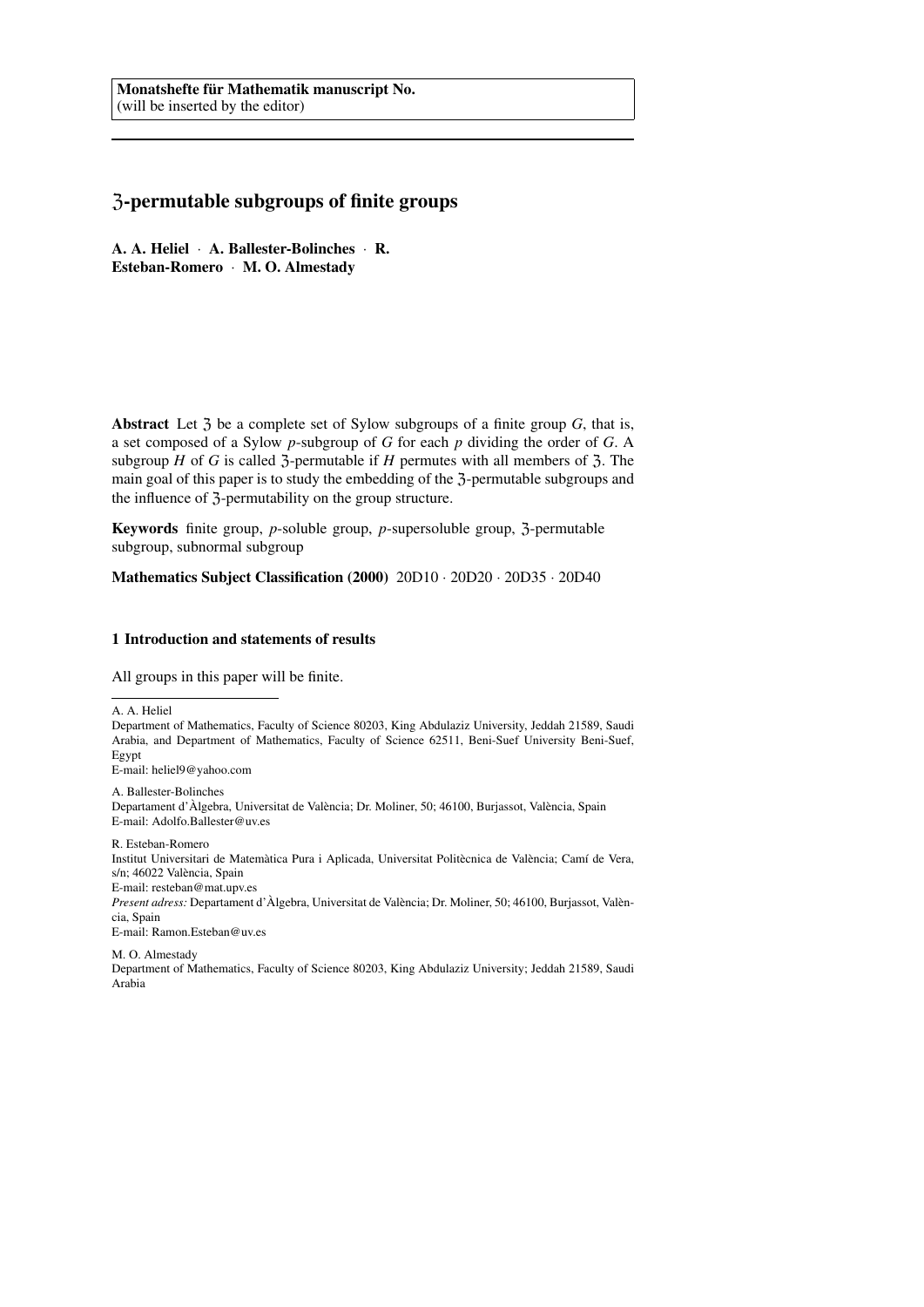Monatshefte für Mathematik manuscript No.
(will be inserted by the editor)

# $\mathfrak{Z}$-permutable subgroups of finite groups

**A. A. Heliel · A. Ballester-Bolinches · R. Esteban-Romero · M. O. Almestady**

**Abstract** Let $\mathfrak{Z}$ be a complete set of Sylow subgroups of a finite group $G$, that is, a set composed of a Sylow $p$-subgroup of $G$ for each $p$ dividing the order of $G$. A subgroup $H$ of $G$ is called $\mathfrak{Z}$-permutable if $H$ permutes with all members of $\mathfrak{Z}$. The main goal of this paper is to study the embedding of the $\mathfrak{Z}$-permutable subgroups and the influence of $\mathfrak{Z}$-permutability on the group structure.

**Keywords** finite group, $p$-soluble group, $p$-supersoluble group, $\mathfrak{Z}$-permutable subgroup, subnormal subgroup

**Mathematics Subject Classification (2000)** 20D10 · 20D20 · 20D35 · 20D40

## 1 Introduction and statements of results

All groups in this paper will be finite.

---

A. A. Heliel
Department of Mathematics, Faculty of Science 80203, King Abdulaziz University, Jeddah 21589, Saudi Arabia, and Department of Mathematics, Faculty of Science 62511, Beni-Suef University Beni-Suef, Egypt
E-mail: heliel9@yahoo.com

A. Ballester-Bolinches
Departament d'Àlgebra, Universitat de València; Dr. Moliner, 50; 46100, Burjassot, València, Spain
E-mail: Adolfo.Ballester@uv.es

R. Esteban-Romero
Institut Universitari de Matemàtica Pura i Aplicada, Universitat Politècnica de València; Camí de Vera, s/n; 46022 València, Spain
E-mail: resteban@mat.upv.es
*Present adress:* Departament d'Àlgebra, Universitat de València; Dr. Moliner, 50; 46100, Burjassot, València, Spain
E-mail: Ramon.Esteban@uv.es

M. O. Almestady
Department of Mathematics, Faculty of Science 80203, King Abdulaziz University; Jeddah 21589, Saudi Arabia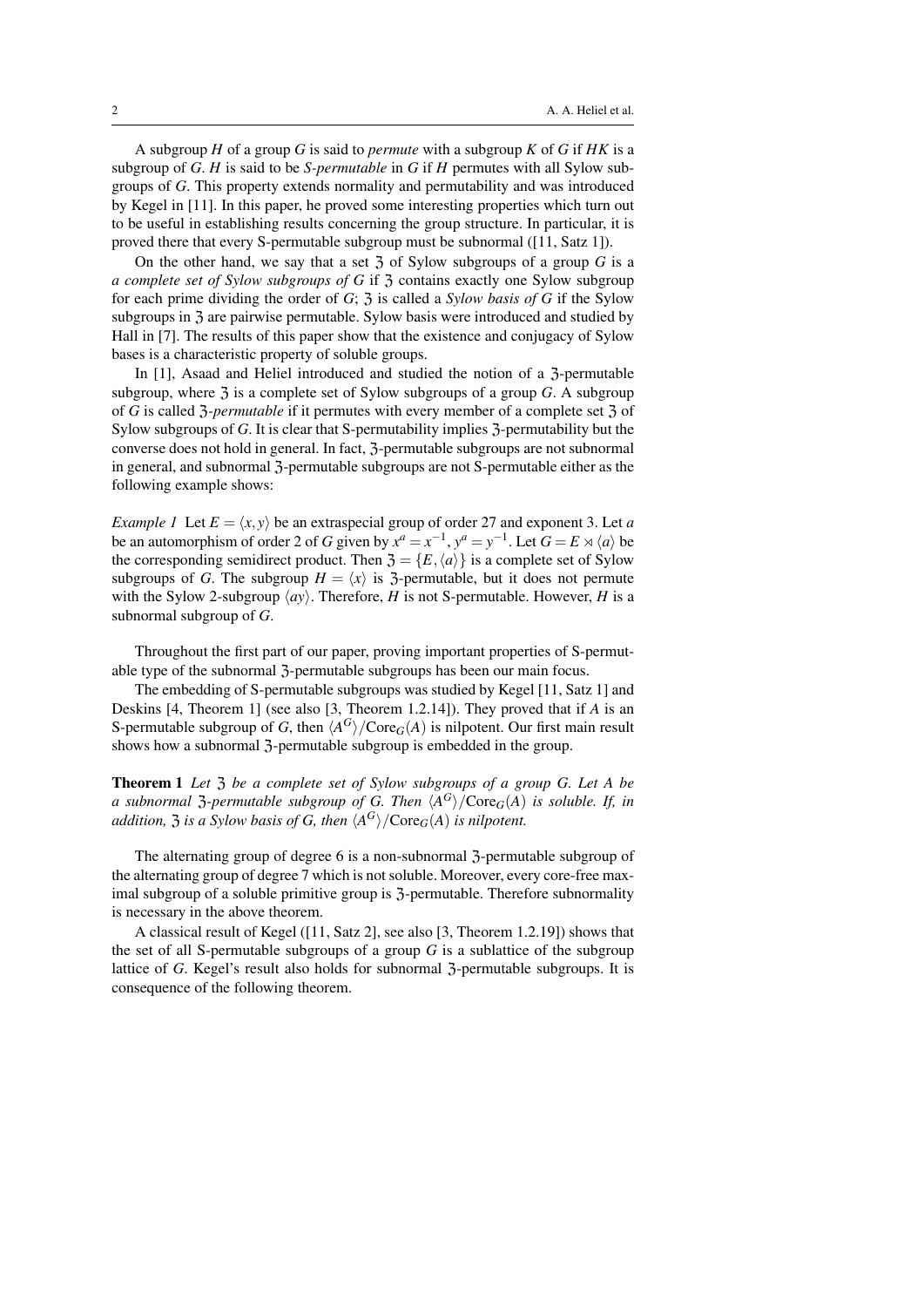A subgroup $H$ of a group $G$ is said to *permute* with a subgroup $K$ of $G$ if $HK$ is a subgroup of $G$. $H$ is said to be *S-permutable* in $G$ if $H$ permutes with all Sylow subgroups of $G$. This property extends normality and permutability and was introduced by Kegel in [11]. In this paper, he proved some interesting properties which turn out to be useful in establishing results concerning the group structure. In particular, it is proved there that every S-permutable subgroup must be subnormal ([11, Satz 1]).

On the other hand, we say that a set $\mathfrak{Z}$ of Sylow subgroups of a group $G$ is a *a complete set of Sylow subgroups of $G$* if $\mathfrak{Z}$ contains exactly one Sylow subgroup for each prime dividing the order of $G$; $\mathfrak{Z}$ is called a *Sylow basis of $G$* if the Sylow subgroups in $\mathfrak{Z}$ are pairwise permutable. Sylow basis were introduced and studied by Hall in [7]. The results of this paper show that the existence and conjugacy of Sylow bases is a characteristic property of soluble groups.

In [1], Asaad and Heliel introduced and studied the notion of a $\mathfrak{Z}$-permutable subgroup, where $\mathfrak{Z}$ is a complete set of Sylow subgroups of a group $G$. A subgroup of $G$ is called *$\mathfrak{Z}$-permutable* if it permutes with every member of a complete set $\mathfrak{Z}$ of Sylow subgroups of $G$. It is clear that S-permutability implies $\mathfrak{Z}$-permutability but the converse does not hold in general. In fact, $\mathfrak{Z}$-permutable subgroups are not subnormal in general, and subnormal $\mathfrak{Z}$-permutable subgroups are not S-permutable either as the following example shows:

*Example 1* Let $E = \langle x, y\rangle$ be an extraspecial group of order 27 and exponent 3. Let $a$ be an automorphism of order 2 of $G$ given by $x^a = x^{-1}$, $y^a = y^{-1}$. Let $G = E \rtimes \langle a\rangle$ be the corresponding semidirect product. Then $\mathfrak{Z} = \{E, \langle a\rangle\}$ is a complete set of Sylow subgroups of $G$. The subgroup $H = \langle x\rangle$ is $\mathfrak{Z}$-permutable, but it does not permute with the Sylow 2-subgroup $\langle ay\rangle$. Therefore, $H$ is not S-permutable. However, $H$ is a subnormal subgroup of $G$.

Throughout the first part of our paper, proving important properties of S-permutable type of the subnormal $\mathfrak{Z}$-permutable subgroups has been our main focus.

The embedding of S-permutable subgroups was studied by Kegel [11, Satz 1] and Deskins [4, Theorem 1] (see also [3, Theorem 1.2.14]). They proved that if $A$ is an S-permutable subgroup of $G$, then $\langle A^G\rangle/\mathrm{Core}_G(A)$ is nilpotent. Our first main result shows how a subnormal $\mathfrak{Z}$-permutable subgroup is embedded in the group.

**Theorem 1** *Let $\mathfrak{Z}$ be a complete set of Sylow subgroups of a group $G$. Let $A$ be a subnormal $\mathfrak{Z}$-permutable subgroup of $G$. Then $\langle A^G\rangle/\mathrm{Core}_G(A)$ is soluble. If, in addition, $\mathfrak{Z}$ is a Sylow basis of $G$, then $\langle A^G\rangle/\mathrm{Core}_G(A)$ is nilpotent.*

The alternating group of degree 6 is a non-subnormal $\mathfrak{Z}$-permutable subgroup of the alternating group of degree 7 which is not soluble. Moreover, every core-free maximal subgroup of a soluble primitive group is $\mathfrak{Z}$-permutable. Therefore subnormality is necessary in the above theorem.

A classical result of Kegel ([11, Satz 2], see also [3, Theorem 1.2.19]) shows that the set of all S-permutable subgroups of a group $G$ is a sublattice of the subgroup lattice of $G$. Kegel's result also holds for subnormal $\mathfrak{Z}$-permutable subgroups. It is consequence of the following theorem.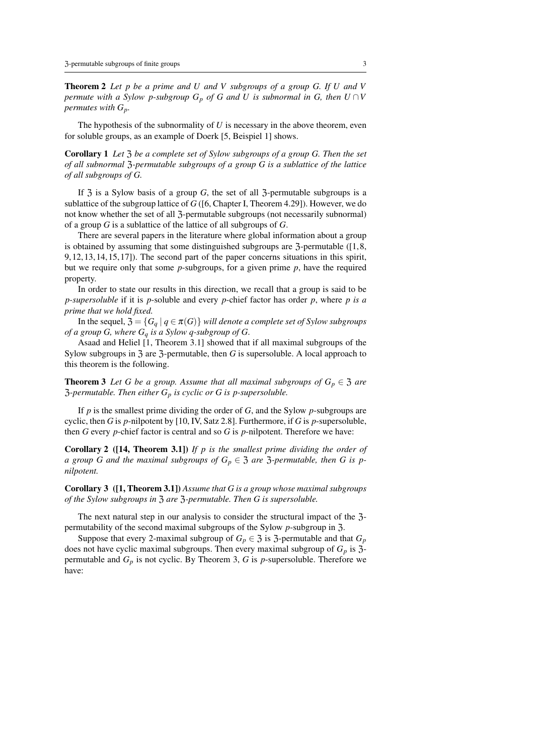**Theorem 2** *Let $p$ be a prime and $U$ and $V$ subgroups of a group $G$. If $U$ and $V$ permute with a Sylow $p$-subgroup $G_p$ of $G$ and $U$ is subnormal in $G$, then $U \cap V$ permutes with $G_p$.*

The hypothesis of the subnormality of $U$ is necessary in the above theorem, even for soluble groups, as an example of Doerk [5, Beispiel 1] shows.

**Corollary 1** *Let $\mathfrak{Z}$ be a complete set of Sylow subgroups of a group $G$. Then the set of all subnormal $\mathfrak{Z}$-permutable subgroups of a group $G$ is a sublattice of the lattice of all subgroups of $G$.*

If $\mathfrak{Z}$ is a Sylow basis of a group $G$, the set of all $\mathfrak{Z}$-permutable subgroups is a sublattice of the subgroup lattice of $G$ ([6, Chapter I, Theorem 4.29]). However, we do not know whether the set of all $\mathfrak{Z}$-permutable subgroups (not necessarily subnormal) of a group $G$ is a sublattice of the lattice of all subgroups of $G$.

There are several papers in the literature where global information about a group is obtained by assuming that some distinguished subgroups are $\mathfrak{Z}$-permutable ([1, 8, 9, 12, 13, 14, 15, 17]). The second part of the paper concerns situations in this spirit, but we require only that some $p$-subgroups, for a given prime $p$, have the required property.

In order to state our results in this direction, we recall that a group is said to be *$p$-supersoluble* if it is $p$-soluble and every $p$-chief factor has order $p$, where *$p$ is a prime that we hold fixed.*

In the sequel, $\mathfrak{Z} = \{G_q \mid q \in \pi(G)\}$ *will denote a complete set of Sylow subgroups of a group $G$, where $G_q$ is a Sylow $q$-subgroup of $G$.*

Asaad and Heliel [1, Theorem 3.1] showed that if all maximal subgroups of the Sylow subgroups in $\mathfrak{Z}$ are $\mathfrak{Z}$-permutable, then $G$ is supersoluble. A local approach to this theorem is the following.

**Theorem 3** *Let $G$ be a group. Assume that all maximal subgroups of $G_p \in \mathfrak{Z}$ are $\mathfrak{Z}$-permutable. Then either $G_p$ is cyclic or $G$ is $p$-supersoluble.*

If $p$ is the smallest prime dividing the order of $G$, and the Sylow $p$-subgroups are cyclic, then $G$ is $p$-nilpotent by [10, IV, Satz 2.8]. Furthermore, if $G$ is $p$-supersoluble, then $G$ every $p$-chief factor is central and so $G$ is $p$-nilpotent. Therefore we have:

**Corollary 2 ([14, Theorem 3.1])** *If $p$ is the smallest prime dividing the order of a group $G$ and the maximal subgroups of $G_p \in \mathfrak{Z}$ are $\mathfrak{Z}$-permutable, then $G$ is $p$-nilpotent.*

**Corollary 3 ([1, Theorem 3.1])** *Assume that $G$ is a group whose maximal subgroups of the Sylow subgroups in $\mathfrak{Z}$ are $\mathfrak{Z}$-permutable. Then $G$ is supersoluble.*

The next natural step in our analysis to consider the structural impact of the $\mathfrak{Z}$-permutability of the second maximal subgroups of the Sylow $p$-subgroup in $\mathfrak{Z}$.

Suppose that every 2-maximal subgroup of $G_p \in \mathfrak{Z}$ is $\mathfrak{Z}$-permutable and that $G_p$ does not have cyclic maximal subgroups. Then every maximal subgroup of $G_p$ is $\mathfrak{Z}$-permutable and $G_p$ is not cyclic. By Theorem 3, $G$ is $p$-supersoluble. Therefore we have: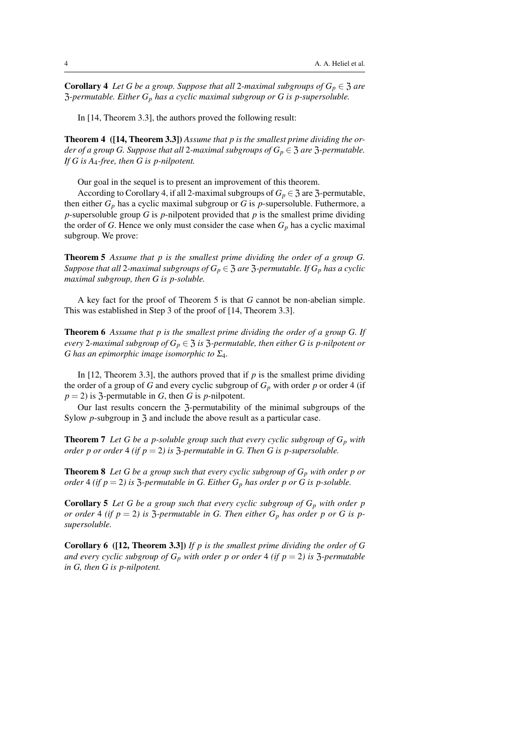**Corollary 4** *Let $G$ be a group. Suppose that all 2-maximal subgroups of $G_p \in \mathfrak{Z}$ are $\mathfrak{Z}$-permutable. Either $G_p$ has a cyclic maximal subgroup or $G$ is $p$-supersoluble.*

In [14, Theorem 3.3], the authors proved the following result:

**Theorem 4 ([14, Theorem 3.3])** *Assume that $p$ is the smallest prime dividing the order of a group $G$. Suppose that all 2-maximal subgroups of $G_p \in \mathfrak{Z}$ are $\mathfrak{Z}$-permutable. If $G$ is $A_4$-free, then $G$ is $p$-nilpotent.*

Our goal in the sequel is to present an improvement of this theorem.

According to Corollary 4, if all 2-maximal subgroups of $G_p \in \mathfrak{Z}$ are $\mathfrak{Z}$-permutable, then either $G_p$ has a cyclic maximal subgroup or $G$ is $p$-supersoluble. Futhermore, a $p$-supersoluble group $G$ is $p$-nilpotent provided that $p$ is the smallest prime dividing the order of $G$. Hence we only must consider the case when $G_p$ has a cyclic maximal subgroup. We prove:

**Theorem 5** *Assume that $p$ is the smallest prime dividing the order of a group $G$. Suppose that all 2-maximal subgroups of $G_p \in \mathfrak{Z}$ are $\mathfrak{Z}$-permutable. If $G_p$ has a cyclic maximal subgroup, then $G$ is $p$-soluble.*

A key fact for the proof of Theorem 5 is that $G$ cannot be non-abelian simple. This was established in Step 3 of the proof of [14, Theorem 3.3].

**Theorem 6** *Assume that $p$ is the smallest prime dividing the order of a group $G$. If every 2-maximal subgroup of $G_p \in \mathfrak{Z}$ is $\mathfrak{Z}$-permutable, then either $G$ is $p$-nilpotent or $G$ has an epimorphic image isomorphic to $\Sigma_4$.*

In [12, Theorem 3.3], the authors proved that if $p$ is the smallest prime dividing the order of a group of $G$ and every cyclic subgroup of $G_p$ with order $p$ or order 4 (if $p = 2$) is $\mathfrak{Z}$-permutable in $G$, then $G$ is $p$-nilpotent.

Our last results concern the $\mathfrak{Z}$-permutability of the minimal subgroups of the Sylow $p$-subgroup in $\mathfrak{Z}$ and include the above result as a particular case.

**Theorem 7** *Let $G$ be a $p$-soluble group such that every cyclic subgroup of $G_p$ with order $p$ or order 4 (if $p = 2$) is $\mathfrak{Z}$-permutable in $G$. Then $G$ is $p$-supersoluble.*

**Theorem 8** *Let $G$ be a group such that every cyclic subgroup of $G_p$ with order $p$ or order 4 (if $p = 2$) is $\mathfrak{Z}$-permutable in $G$. Either $G_p$ has order $p$ or $G$ is $p$-soluble.*

**Corollary 5** *Let $G$ be a group such that every cyclic subgroup of $G_p$ with order $p$ or order 4 (if $p = 2$) is $\mathfrak{Z}$-permutable in $G$. Then either $G_p$ has order $p$ or $G$ is $p$-supersoluble.*

**Corollary 6 ([12, Theorem 3.3])** *If $p$ is the smallest prime dividing the order of $G$ and every cyclic subgroup of $G_p$ with order $p$ or order 4 (if $p = 2$) is $\mathfrak{Z}$-permutable in $G$, then $G$ is $p$-nilpotent.*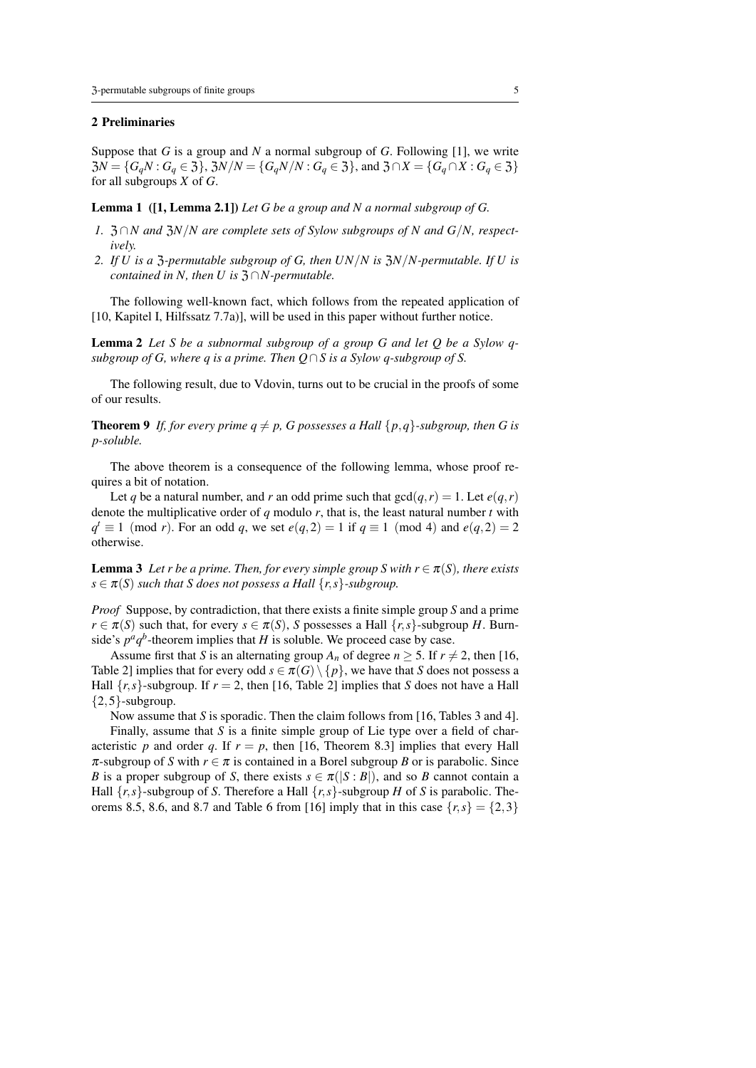## 2 Preliminaries

Suppose that $G$ is a group and $N$ a normal subgroup of $G$. Following [1], we write $\mathfrak{Z}N = \{G_qN : G_q \in \mathfrak{Z}\}$, $\mathfrak{Z}N/N = \{G_qN/N : G_q \in \mathfrak{Z}\}$, and $\mathfrak{Z} \cap X = \{G_q \cap X : G_q \in \mathfrak{Z}\}$ for all subgroups $X$ of $G$.

**Lemma 1 ([1, Lemma 2.1])** *Let $G$ be a group and $N$ a normal subgroup of $G$.*

1. *$\mathfrak{Z} \cap N$ and $\mathfrak{Z}N/N$ are complete sets of Sylow subgroups of $N$ and $G/N$, respectively.*
2. *If $U$ is a $\mathfrak{Z}$-permutable subgroup of $G$, then $UN/N$ is $\mathfrak{Z}N/N$-permutable. If $U$ is contained in $N$, then $U$ is $\mathfrak{Z} \cap N$-permutable.*

The following well-known fact, which follows from the repeated application of [10, Kapitel I, Hilfssatz 7.7a)], will be used in this paper without further notice.

**Lemma 2** *Let $S$ be a subnormal subgroup of a group $G$ and let $Q$ be a Sylow $q$-subgroup of $G$, where $q$ is a prime. Then $Q \cap S$ is a Sylow $q$-subgroup of $S$.*

The following result, due to Vdovin, turns out to be crucial in the proofs of some of our results.

**Theorem 9** *If, for every prime $q \neq p$, $G$ possesses a Hall $\{p,q\}$-subgroup, then $G$ is $p$-soluble.*

The above theorem is a consequence of the following lemma, whose proof requires a bit of notation.

Let $q$ be a natural number, and $r$ an odd prime such that $\gcd(q,r) = 1$. Let $e(q,r)$ denote the multiplicative order of $q$ modulo $r$, that is, the least natural number $t$ with $q^t \equiv 1 \pmod{r}$. For an odd $q$, we set $e(q,2) = 1$ if $q \equiv 1 \pmod{4}$ and $e(q,2) = 2$ otherwise.

**Lemma 3** *Let $r$ be a prime. Then, for every simple group $S$ with $r \in \pi(S)$, there exists $s \in \pi(S)$ such that $S$ does not possess a Hall $\{r,s\}$-subgroup.*

*Proof* Suppose, by contradiction, that there exists a finite simple group $S$ and a prime $r \in \pi(S)$ such that, for every $s \in \pi(S)$, $S$ possesses a Hall $\{r,s\}$-subgroup $H$. Burnside's $p^aq^b$-theorem implies that $H$ is soluble. We proceed case by case.

Assume first that $S$ is an alternating group $A_n$ of degree $n \geq 5$. If $r \neq 2$, then [16, Table 2] implies that for every odd $s \in \pi(G) \setminus \{p\}$, we have that $S$ does not possess a Hall $\{r,s\}$-subgroup. If $r = 2$, then [16, Table 2] implies that $S$ does not have a Hall $\{2,5\}$-subgroup.

Now assume that $S$ is sporadic. Then the claim follows from [16, Tables 3 and 4].

Finally, assume that $S$ is a finite simple group of Lie type over a field of characteristic $p$ and order $q$. If $r = p$, then [16, Theorem 8.3] implies that every Hall $\pi$-subgroup of $S$ with $r \in \pi$ is contained in a Borel subgroup $B$ or is parabolic. Since $B$ is a proper subgroup of $S$, there exists $s \in \pi(|S : B|)$, and so $B$ cannot contain a Hall $\{r,s\}$-subgroup of $S$. Therefore a Hall $\{r,s\}$-subgroup $H$ of $S$ is parabolic. Theorems 8.5, 8.6, and 8.7 and Table 6 from [16] imply that in this case $\{r,s\} = \{2,3\}$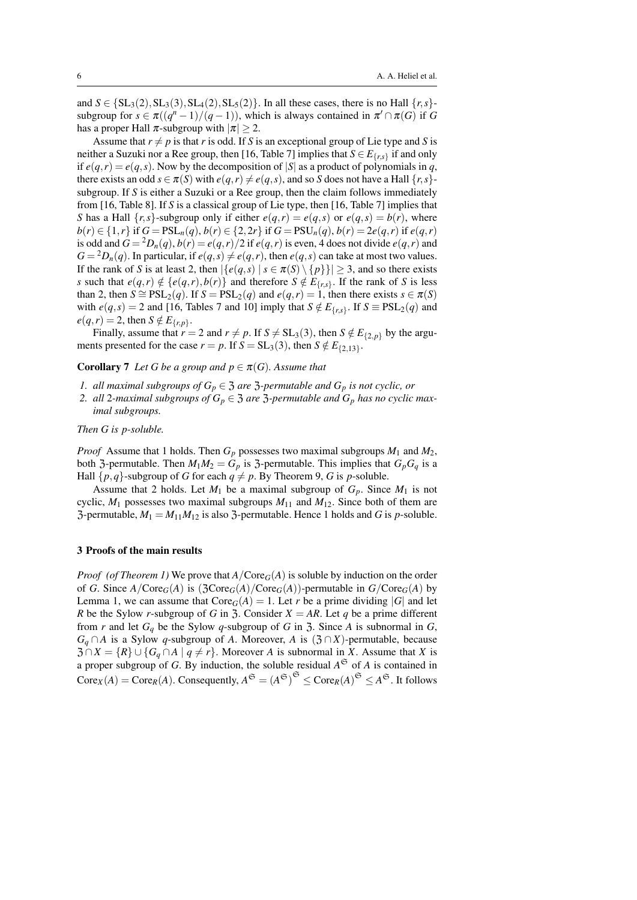and $S \in \{\mathrm{SL}_3(2), \mathrm{SL}_3(3), \mathrm{SL}_4(2), \mathrm{SL}_5(2)\}$. In all these cases, there is no Hall $\{r,s\}$-subgroup for $s \in \pi((q^n-1)/(q-1))$, which is always contained in $\pi' \cap \pi(G)$ if $G$ has a proper Hall $\pi$-subgroup with $|\pi| \geq 2$.

Assume that $r \neq p$ is that $r$ is odd. If $S$ is an exceptional group of Lie type and $S$ is neither a Suzuki nor a Ree group, then [16, Table 7] implies that $S \in E_{\{r,s\}}$ if and only if $e(q,r) = e(q,s)$. Now by the decomposition of $|S|$ as a product of polynomials in $q$, there exists an odd $s \in \pi(S)$ with $e(q,r) \neq e(q,s)$, and so $S$ does not have a Hall $\{r,s\}$-subgroup. If $S$ is either a Suzuki or a Ree group, then the claim follows immediately from [16, Table 8]. If $S$ is a classical group of Lie type, then [16, Table 7] implies that $S$ has a Hall $\{r,s\}$-subgroup only if either $e(q,r) = e(q,s)$ or $e(q,s) = b(r)$, where $b(r) \in \{1,r\}$ if $G = \mathrm{PSL}_n(q)$, $b(r) \in \{2,2r\}$ if $G = \mathrm{PSU}_n(q)$, $b(r) = 2e(q,r)$ if $e(q,r)$ is odd and $G = {}^2D_n(q)$, $b(r) = e(q,r)/2$ if $e(q,r)$ is even, 4 does not divide $e(q,r)$ and $G = {}^2D_n(q)$. In particular, if $e(q,s) \neq e(q,r)$, then $e(q,s)$ can take at most two values. If the rank of $S$ is at least 2, then $|\{e(q,s) \mid s \in \pi(S) \setminus \{p\}\}| \geq 3$, and so there exists $s$ such that $e(q,r) \notin \{e(q,r), b(r)\}$ and therefore $S \notin E_{\{r,s\}}$. If the rank of $S$ is less than 2, then $S \cong \mathrm{PSL}_2(q)$. If $S = \mathrm{PSL}_2(q)$ and $e(q,r) = 1$, then there exists $s \in \pi(S)$ with $e(q,s) = 2$ and [16, Tables 7 and 10] imply that $S \notin E_{\{r,s\}}$. If $S \equiv \mathrm{PSL}_2(q)$ and $e(q,r) = 2$, then $S \notin E_{\{r,p\}}$.

Finally, assume that $r = 2$ and $r \neq p$. If $S \neq \mathrm{SL}_3(3)$, then $S \notin E_{\{2,p\}}$ by the arguments presented for the case $r = p$. If $S = \mathrm{SL}_3(3)$, then $S \notin E_{\{2,13\}}$.

**Corollary 7** *Let $G$ be a group and $p \in \pi(G)$. Assume that*

1. *all maximal subgroups of $G_p \in \mathfrak{Z}$ are $\mathfrak{Z}$-permutable and $G_p$ is not cyclic, or*
2. *all 2-maximal subgroups of $G_p \in \mathfrak{Z}$ are $\mathfrak{Z}$-permutable and $G_p$ has no cyclic maximal subgroups.*

*Then $G$ is $p$-soluble.*

*Proof* Assume that 1 holds. Then $G_p$ possesses two maximal subgroups $M_1$ and $M_2$, both $\mathfrak{Z}$-permutable. Then $M_1M_2 = G_p$ is $\mathfrak{Z}$-permutable. This implies that $G_pG_q$ is a Hall $\{p,q\}$-subgroup of $G$ for each $q \neq p$. By Theorem 9, $G$ is $p$-soluble.

Assume that 2 holds. Let $M_1$ be a maximal subgroup of $G_p$. Since $M_1$ is not cyclic, $M_1$ possesses two maximal subgroups $M_{11}$ and $M_{12}$. Since both of them are $\mathfrak{Z}$-permutable, $M_1 = M_{11}M_{12}$ is also $\mathfrak{Z}$-permutable. Hence 1 holds and $G$ is $p$-soluble.

## 3 Proofs of the main results

*Proof (of Theorem 1)* We prove that $A/\mathrm{Core}_G(A)$ is soluble by induction on the order of $G$. Since $A/\mathrm{Core}_G(A)$ is $(\mathfrak{Z}\mathrm{Core}_G(A)/\mathrm{Core}_G(A))$-permutable in $G/\mathrm{Core}_G(A)$ by Lemma 1, we can assume that $\mathrm{Core}_G(A) = 1$. Let $r$ be a prime dividing $|G|$ and let $R$ be the Sylow $r$-subgroup of $G$ in $\mathfrak{Z}$. Consider $X = AR$. Let $q$ be a prime different from $r$ and let $G_q$ be the Sylow $q$-subgroup of $G$ in $\mathfrak{Z}$. Since $A$ is subnormal in $G$, $G_q \cap A$ is a Sylow $q$-subgroup of $A$. Moreover, $A$ is $(\mathfrak{Z} \cap X)$-permutable, because $\mathfrak{Z} \cap X = \{R\} \cup \{G_q \cap A \mid q \neq r\}$. Moreover $A$ is subnormal in $X$. Assume that $X$ is a proper subgroup of $G$. By induction, the soluble residual $A^{\mathfrak{S}}$ of $A$ is contained in $\mathrm{Core}_X(A) = \mathrm{Core}_R(A)$. Consequently, $A^{\mathfrak{S}} = (A^{\mathfrak{S}})^{\mathfrak{S}} \leq \mathrm{Core}_R(A)^{\mathfrak{S}} \leq A^{\mathfrak{S}}$. It follows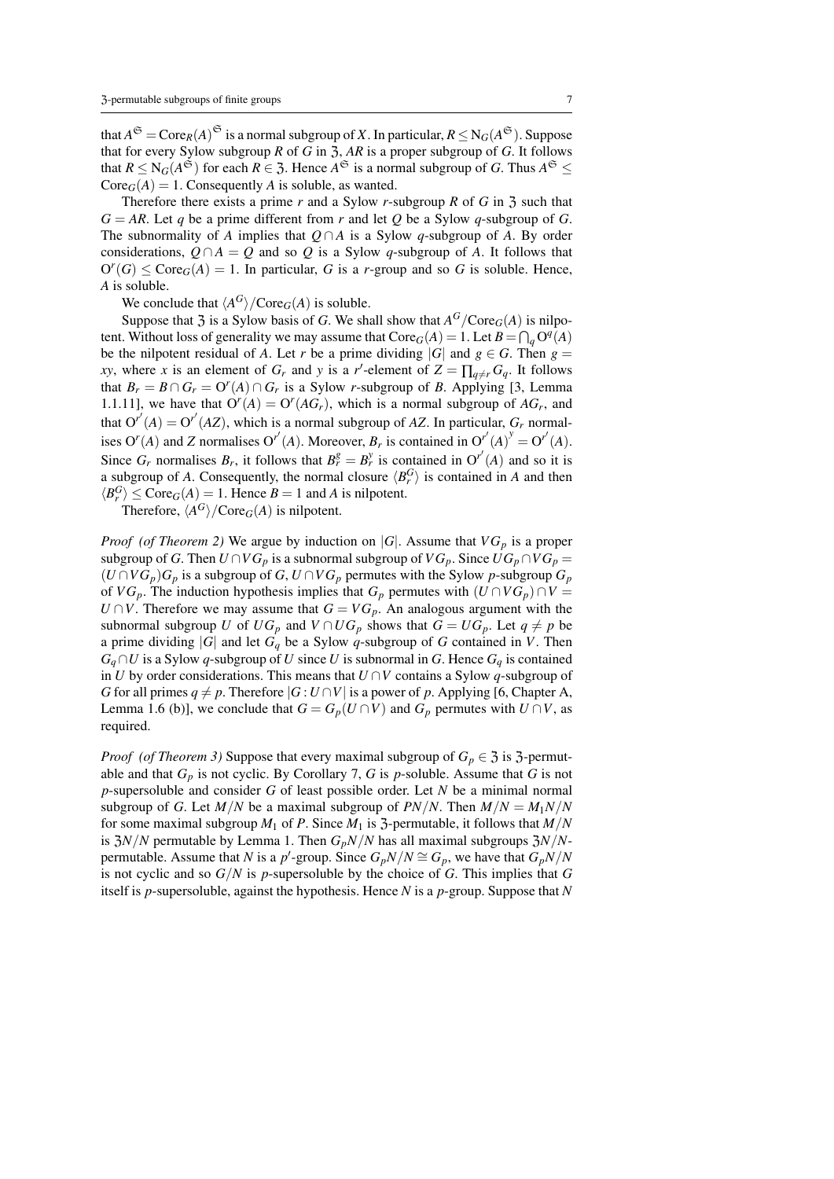that $A^{\mathfrak{S}} = \mathrm{Core}_R(A)^{\mathfrak{S}}$ is a normal subgroup of $X$. In particular, $R \leq \mathrm{N}_G(A^{\mathfrak{S}})$. Suppose that for every Sylow subgroup $R$ of $G$ in $\mathfrak{Z}$, $AR$ is a proper subgroup of $G$. It follows that $R \leq \mathrm{N}_G(A^{\mathfrak{S}})$ for each $R \in \mathfrak{Z}$. Hence $A^{\mathfrak{S}}$ is a normal subgroup of $G$. Thus $A^{\mathfrak{S}} \leq \mathrm{Core}_G(A) = 1$. Consequently $A$ is soluble, as wanted.

Therefore there exists a prime $r$ and a Sylow $r$-subgroup $R$ of $G$ in $\mathfrak{Z}$ such that $G = AR$. Let $q$ be a prime different from $r$ and let $Q$ be a Sylow $q$-subgroup of $G$. The subnormality of $A$ implies that $Q \cap A$ is a Sylow $q$-subgroup of $A$. By order considerations, $Q \cap A = Q$ and so $Q$ is a Sylow $q$-subgroup of $A$. It follows that $\mathrm{O}^r(G) \leq \mathrm{Core}_G(A) = 1$. In particular, $G$ is a $r$-group and so $G$ is soluble. Hence, $A$ is soluble.

We conclude that $\langle A^G \rangle / \mathrm{Core}_G(A)$ is soluble.

Suppose that $\mathfrak{Z}$ is a Sylow basis of $G$. We shall show that $A^G/\mathrm{Core}_G(A)$ is nilpotent. Without loss of generality we may assume that $\mathrm{Core}_G(A) = 1$. Let $B = \bigcap_q \mathrm{O}^q(A)$ be the nilpotent residual of $A$. Let $r$ be a prime dividing $|G|$ and $g \in G$. Then $g = xy$, where $x$ is an element of $G_r$ and $y$ is a $r'$-element of $Z = \prod_{q \neq r} G_q$. It follows that $B_r = B \cap G_r = \mathrm{O}^r(A) \cap G_r$ is a Sylow $r$-subgroup of $B$. Applying [3, Lemma 1.1.11], we have that $\mathrm{O}^r(A) = \mathrm{O}^r(AG_r)$, which is a normal subgroup of $AG_r$, and that $\mathrm{O}^{r'}(A) = \mathrm{O}^{r'}(AZ)$, which is a normal subgroup of $AZ$. In particular, $G_r$ normalises $\mathrm{O}^r(A)$ and $Z$ normalises $\mathrm{O}^{r'}(A)$. Moreover, $B_r$ is contained in $\mathrm{O}^{r'}(A)^y = \mathrm{O}^{r'}(A)$. Since $G_r$ normalises $B_r$, it follows that $B_r^g = B_r^y$ is contained in $\mathrm{O}^{r'}(A)$ and so it is a subgroup of $A$. Consequently, the normal closure $\langle B_r^G \rangle$ is contained in $A$ and then $\langle B_r^G \rangle \leq \mathrm{Core}_G(A) = 1$. Hence $B = 1$ and $A$ is nilpotent.

Therefore, $\langle A^G \rangle / \mathrm{Core}_G(A)$ is nilpotent.

*Proof (of Theorem 2)* We argue by induction on $|G|$. Assume that $VG_p$ is a proper subgroup of $G$. Then $U \cap VG_p$ is a subnormal subgroup of $VG_p$. Since $UG_p \cap VG_p = (U \cap VG_p)G_p$ is a subgroup of $G$, $U \cap VG_p$ permutes with the Sylow $p$-subgroup $G_p$ of $VG_p$. The induction hypothesis implies that $G_p$ permutes with $(U \cap VG_p) \cap V = U \cap V$. Therefore we may assume that $G = VG_p$. An analogous argument with the subnormal subgroup $U$ of $UG_p$ and $V \cap UG_p$ shows that $G = UG_p$. Let $q \neq p$ be a prime dividing $|G|$ and let $G_q$ be a Sylow $q$-subgroup of $G$ contained in $V$. Then $G_q \cap U$ is a Sylow $q$-subgroup of $U$ since $U$ is subnormal in $G$. Hence $G_q$ is contained in $U$ by order considerations. This means that $U \cap V$ contains a Sylow $q$-subgroup of $G$ for all primes $q \neq p$. Therefore $|G : U \cap V|$ is a power of $p$. Applying [6, Chapter A, Lemma 1.6 (b)], we conclude that $G = G_p(U \cap V)$ and $G_p$ permutes with $U \cap V$, as required.

*Proof (of Theorem 3)* Suppose that every maximal subgroup of $G_p \in \mathfrak{Z}$ is $\mathfrak{Z}$-permutable and that $G_p$ is not cyclic. By Corollary 7, $G$ is $p$-soluble. Assume that $G$ is not $p$-supersoluble and consider $G$ of least possible order. Let $N$ be a minimal normal subgroup of $G$. Let $M/N$ be a maximal subgroup of $PN/N$. Then $M/N = M_1N/N$ for some maximal subgroup $M_1$ of $P$. Since $M_1$ is $\mathfrak{Z}$-permutable, it follows that $M/N$ is $\mathfrak{Z}N/N$ permutable by Lemma 1. Then $G_pN/N$ has all maximal subgroups $\mathfrak{Z}N/N$-permutable. Assume that $N$ is a $p'$-group. Since $G_pN/N \cong G_p$, we have that $G_pN/N$ is not cyclic and so $G/N$ is $p$-supersoluble by the choice of $G$. This implies that $G$ itself is $p$-supersoluble, against the hypothesis. Hence $N$ is a $p$-group. Suppose that $N$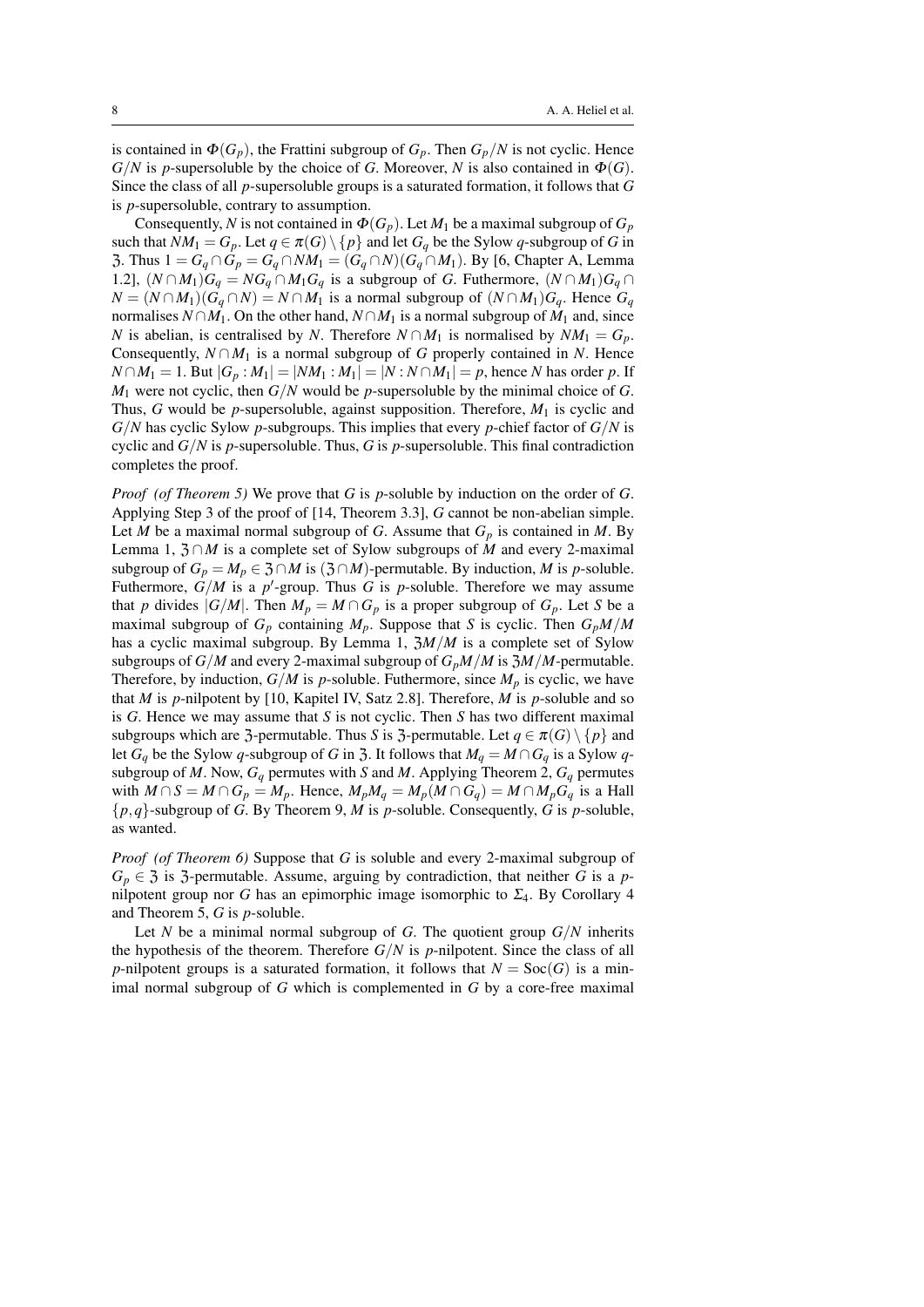is contained in $\Phi(G_p)$, the Frattini subgroup of $G_p$. Then $G_p/N$ is not cyclic. Hence $G/N$ is $p$-supersoluble by the choice of $G$. Moreover, $N$ is also contained in $\Phi(G)$. Since the class of all $p$-supersoluble groups is a saturated formation, it follows that $G$ is $p$-supersoluble, contrary to assumption.

Consequently, $N$ is not contained in $\Phi(G_p)$. Let $M_1$ be a maximal subgroup of $G_p$ such that $NM_1 = G_p$. Let $q \in \pi(G) \setminus \{p\}$ and let $G_q$ be the Sylow $q$-subgroup of $G$ in $\mathfrak{Z}$. Thus $1 = G_q \cap G_p = G_q \cap NM_1 = (G_q \cap N)(G_q \cap M_1)$. By [6, Chapter A, Lemma 1.2], $(N \cap M_1)G_q = NG_q \cap M_1G_q$ is a subgroup of $G$. Futhermore, $(N \cap M_1)G_q \cap N = (N \cap M_1)(G_q \cap N) = N \cap M_1$ is a normal subgroup of $(N \cap M_1)G_q$. Hence $G_q$ normalises $N \cap M_1$. On the other hand, $N \cap M_1$ is a normal subgroup of $M_1$ and, since $N$ is abelian, is centralised by $N$. Therefore $N \cap M_1$ is normalised by $NM_1 = G_p$. Consequently, $N \cap M_1$ is a normal subgroup of $G$ properly contained in $N$. Hence $N \cap M_1 = 1$. But $|G_p : M_1| = |NM_1 : M_1| = |N : N \cap M_1| = p$, hence $N$ has order $p$. If $M_1$ were not cyclic, then $G/N$ would be $p$-supersoluble by the minimal choice of $G$. Thus, $G$ would be $p$-supersoluble, against supposition. Therefore, $M_1$ is cyclic and $G/N$ has cyclic Sylow $p$-subgroups. This implies that every $p$-chief factor of $G/N$ is cyclic and $G/N$ is $p$-supersoluble. Thus, $G$ is $p$-supersoluble. This final contradiction completes the proof.

*Proof (of Theorem 5)* We prove that $G$ is $p$-soluble by induction on the order of $G$. Applying Step 3 of the proof of [14, Theorem 3.3], $G$ cannot be non-abelian simple. Let $M$ be a maximal normal subgroup of $G$. Assume that $G_p$ is contained in $M$. By Lemma 1, $\mathfrak{Z} \cap M$ is a complete set of Sylow subgroups of $M$ and every 2-maximal subgroup of $G_p = M_p \in \mathfrak{Z} \cap M$ is $(\mathfrak{Z} \cap M)$-permutable. By induction, $M$ is $p$-soluble. Futhermore, $G/M$ is a $p'$-group. Thus $G$ is $p$-soluble. Therefore we may assume that $p$ divides $|G/M|$. Then $M_p = M \cap G_p$ is a proper subgroup of $G_p$. Let $S$ be a maximal subgroup of $G_p$ containing $M_p$. Suppose that $S$ is cyclic. Then $G_pM/M$ has a cyclic maximal subgroup. By Lemma 1, $\mathfrak{Z}M/M$ is a complete set of Sylow subgroups of $G/M$ and every 2-maximal subgroup of $G_pM/M$ is $\mathfrak{Z}M/M$-permutable. Therefore, by induction, $G/M$ is $p$-soluble. Futhermore, since $M_p$ is cyclic, we have that $M$ is $p$-nilpotent by [10, Kapitel IV, Satz 2.8]. Therefore, $M$ is $p$-soluble and so is $G$. Hence we may assume that $S$ is not cyclic. Then $S$ has two different maximal subgroups which are $\mathfrak{Z}$-permutable. Thus $S$ is $\mathfrak{Z}$-permutable. Let $q \in \pi(G) \setminus \{p\}$ and let $G_q$ be the Sylow $q$-subgroup of $G$ in $\mathfrak{Z}$. It follows that $M_q = M \cap G_q$ is a Sylow $q$-subgroup of $M$. Now, $G_q$ permutes with $S$ and $M$. Applying Theorem 2, $G_q$ permutes with $M \cap S = M \cap G_p = M_p$. Hence, $M_pM_q = M_p(M \cap G_q) = M \cap M_pG_q$ is a Hall $\{p,q\}$-subgroup of $G$. By Theorem 9, $M$ is $p$-soluble. Consequently, $G$ is $p$-soluble, as wanted.

*Proof (of Theorem 6)* Suppose that $G$ is soluble and every 2-maximal subgroup of $G_p \in \mathfrak{Z}$ is $\mathfrak{Z}$-permutable. Assume, arguing by contradiction, that neither $G$ is a $p$-nilpotent group nor $G$ has an epimorphic image isomorphic to $\Sigma_4$. By Corollary 4 and Theorem 5, $G$ is $p$-soluble.

Let $N$ be a minimal normal subgroup of $G$. The quotient group $G/N$ inherits the hypothesis of the theorem. Therefore $G/N$ is $p$-nilpotent. Since the class of all $p$-nilpotent groups is a saturated formation, it follows that $N = \mathrm{Soc}(G)$ is a minimal normal subgroup of $G$ which is complemented in $G$ by a core-free maximal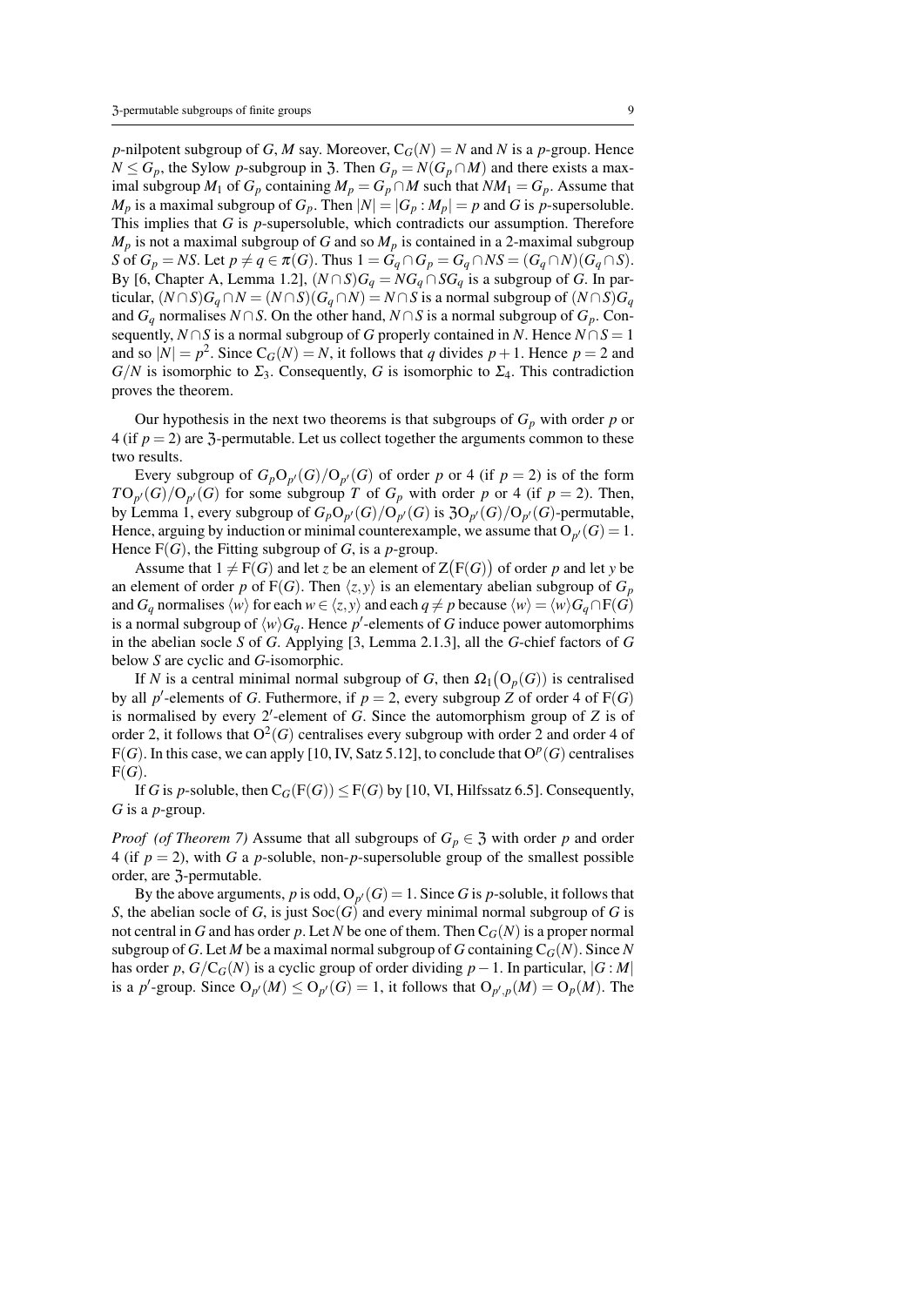$p$-nilpotent subgroup of $G$, $M$ say. Moreover, $C_G(N) = N$ and $N$ is a $p$-group. Hence $N \leq G_p$, the Sylow $p$-subgroup in $\mathfrak{Z}$. Then $G_p = N(G_p \cap M)$ and there exists a maximal subgroup $M_1$ of $G_p$ containing $M_p = G_p \cap M$ such that $NM_1 = G_p$. Assume that $M_p$ is a maximal subgroup of $G_p$. Then $|N| = |G_p : M_p| = p$ and $G$ is $p$-supersoluble. This implies that $G$ is $p$-supersoluble, which contradicts our assumption. Therefore $M_p$ is not a maximal subgroup of $G$ and so $M_p$ is contained in a 2-maximal subgroup $S$ of $G_p = NS$. Let $p \neq q \in \pi(G)$. Thus $1 = G_q \cap G_p = G_q \cap NS = (G_q \cap N)(G_q \cap S)$. By [6, Chapter A, Lemma 1.2], $(N \cap S)G_q = NG_q \cap SG_q$ is a subgroup of $G$. In particular, $(N \cap S)G_q \cap N = (N \cap S)(G_q \cap N) = N \cap S$ is a normal subgroup of $(N \cap S)G_q$ and $G_q$ normalises $N \cap S$. On the other hand, $N \cap S$ is a normal subgroup of $G_p$. Consequently, $N \cap S$ is a normal subgroup of $G$ properly contained in $N$. Hence $N \cap S = 1$ and so $|N| = p^2$. Since $C_G(N) = N$, it follows that $q$ divides $p+1$. Hence $p = 2$ and $G/N$ is isomorphic to $\Sigma_3$. Consequently, $G$ is isomorphic to $\Sigma_4$. This contradiction proves the theorem.

Our hypothesis in the next two theorems is that subgroups of $G_p$ with order $p$ or 4 (if $p = 2$) are $\mathfrak{Z}$-permutable. Let us collect together the arguments common to these two results.

Every subgroup of $G_p O_{p'}(G)/O_{p'}(G)$ of order $p$ or 4 (if $p = 2$) is of the form $TO_{p'}(G)/O_{p'}(G)$ for some subgroup $T$ of $G_p$ with order $p$ or 4 (if $p = 2$). Then, by Lemma 1, every subgroup of $G_p O_{p'}(G)/O_{p'}(G)$ is $\mathfrak{Z}O_{p'}(G)/O_{p'}(G)$-permutable, Hence, arguing by induction or minimal counterexample, we assume that $O_{p'}(G) = 1$. Hence $F(G)$, the Fitting subgroup of $G$, is a $p$-group.

Assume that $1 \neq F(G)$ and let $z$ be an element of $Z(F(G))$ of order $p$ and let $y$ be an element of order $p$ of $F(G)$. Then $\langle z, y\rangle$ is an elementary abelian subgroup of $G_p$ and $G_q$ normalises $\langle w\rangle$ for each $w \in \langle z, y\rangle$ and each $q \neq p$ because $\langle w\rangle = \langle w\rangle G_q \cap F(G)$ is a normal subgroup of $\langle w\rangle G_q$. Hence $p'$-elements of $G$ induce power automorphims in the abelian socle $S$ of $G$. Applying [3, Lemma 2.1.3], all the $G$-chief factors of $G$ below $S$ are cyclic and $G$-isomorphic.

If $N$ is a central minimal normal subgroup of $G$, then $\Omega_1(O_p(G))$ is centralised by all $p'$-elements of $G$. Futhermore, if $p = 2$, every subgroup $Z$ of order 4 of $F(G)$ is normalised by every $2'$-element of $G$. Since the automorphism group of $Z$ is of order 2, it follows that $O^2(G)$ centralises every subgroup with order 2 and order 4 of $F(G)$. In this case, we can apply [10, IV, Satz 5.12], to conclude that $O^p(G)$ centralises $F(G)$.

If $G$ is $p$-soluble, then $C_G(F(G)) \leq F(G)$ by [10, VI, Hilfssatz 6.5]. Consequently, $G$ is a $p$-group.

*Proof (of Theorem 7)* Assume that all subgroups of $G_p \in \mathfrak{Z}$ with order $p$ and order 4 (if $p = 2$), with $G$ a $p$-soluble, non-$p$-supersoluble group of the smallest possible order, are $\mathfrak{Z}$-permutable.

By the above arguments, $p$ is odd, $O_{p'}(G) = 1$. Since $G$ is $p$-soluble, it follows that $S$, the abelian socle of $G$, is just $\mathrm{Soc}(G)$ and every minimal normal subgroup of $G$ is not central in $G$ and has order $p$. Let $N$ be one of them. Then $C_G(N)$ is a proper normal subgroup of $G$. Let $M$ be a maximal normal subgroup of $G$ containing $C_G(N)$. Since $N$ has order $p$, $G/C_G(N)$ is a cyclic group of order dividing $p-1$. In particular, $|G : M|$ is a $p'$-group. Since $O_{p'}(M) \leq O_{p'}(G) = 1$, it follows that $O_{p',p}(M) = O_p(M)$. The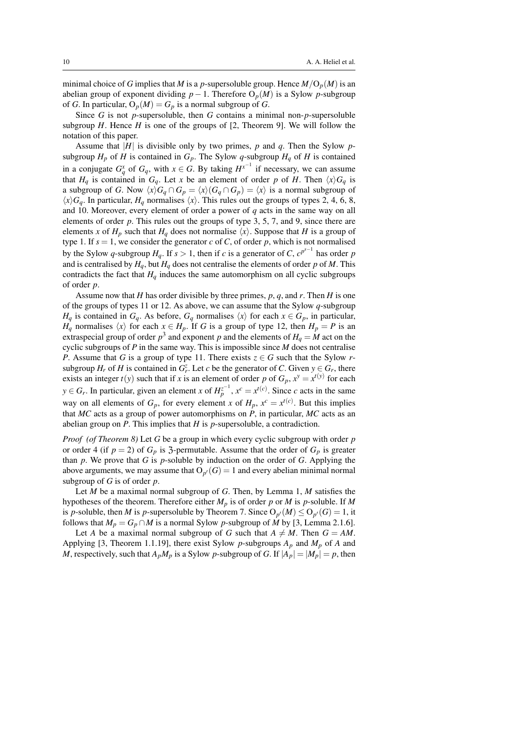minimal choice of $G$ implies that $M$ is a $p$-supersoluble group. Hence $M/\mathrm{O}_p(M)$ is an abelian group of exponent dividing $p-1$. Therefore $\mathrm{O}_p(M)$ is a Sylow $p$-subgroup of $G$. In particular, $\mathrm{O}_p(M) = G_p$ is a normal subgroup of $G$.

Since $G$ is not $p$-supersoluble, then $G$ contains a minimal non-$p$-supersoluble subgroup $H$. Hence $H$ is one of the groups of [2, Theorem 9]. We will follow the notation of this paper.

Assume that $|H|$ is divisible only by two primes, $p$ and $q$. Then the Sylow $p$-subgroup $H_p$ of $H$ is contained in $G_p$. The Sylow $q$-subgroup $H_q$ of $H$ is contained in a conjugate $G_q^x$ of $G_q$, with $x \in G$. By taking $H^{x^{-1}}$ if necessary, we can assume that $H_q$ is contained in $G_q$. Let $x$ be an element of order $p$ of $H$. Then $\langle x\rangle G_q$ is a subgroup of $G$. Now $\langle x\rangle G_q \cap G_p = \langle x\rangle(G_q \cap G_p) = \langle x\rangle$ is a normal subgroup of $\langle x\rangle G_q$. In particular, $H_q$ normalises $\langle x\rangle$. This rules out the groups of types 2, 4, 6, 8, and 10. Moreover, every element of order a power of $q$ acts in the same way on all elements of order $p$. This rules out the groups of type 3, 5, 7, and 9, since there are elements $x$ of $H_p$ such that $H_q$ does not normalise $\langle x\rangle$. Suppose that $H$ is a group of type 1. If $s = 1$, we consider the generator $c$ of $C$, of order $p$, which is not normalised by the Sylow $q$-subgroup $H_q$. If $s > 1$, then if $c$ is a generator of $C$, $c^{p^{s-1}}$ has order $p$ and is centralised by $H_q$, but $H_q$ does not centralise the elements of order $p$ of $M$. This contradicts the fact that $H_q$ induces the same automorphism on all cyclic subgroups of order $p$.

Assume now that $H$ has order divisible by three primes, $p$, $q$, and $r$. Then $H$ is one of the groups of types 11 or 12. As above, we can assume that the Sylow $q$-subgroup $H_q$ is contained in $G_q$. As before, $G_q$ normalises $\langle x\rangle$ for each $x \in G_p$, in particular, $H_q$ normalises $\langle x\rangle$ for each $x \in H_p$. If $G$ is a group of type 12, then $H_p = P$ is an extraspecial group of order $p^3$ and exponent $p$ and the elements of $H_q = M$ act on the cyclic subgroups of $P$ in the same way. This is impossible since $M$ does not centralise $P$. Assume that $G$ is a group of type 11. There exists $z \in G$ such that the Sylow $r$-subgroup $H_r$ of $H$ is contained in $G_r^z$. Let $c$ be the generator of $C$. Given $y \in G_r$, there exists an integer $t(y)$ such that if $x$ is an element of order $p$ of $G_p$, $x^y = x^{t(y)}$ for each $y \in G_r$. In particular, given an element $x$ of $H_p^{z^{-1}}$, $x^c = x^{t(c)}$. Since $c$ acts in the same way on all elements of $G_p$, for every element $x$ of $H_p$, $x^c = x^{t(c)}$. But this implies that $MC$ acts as a group of power automorphisms on $P$, in particular, $MC$ acts as an abelian group on $P$. This implies that $H$ is $p$-supersoluble, a contradiction.

*Proof (of Theorem 8)* Let $G$ be a group in which every cyclic subgroup with order $p$ or order 4 (if $p = 2$) of $G_p$ is $\mathfrak{Z}$-permutable. Assume that the order of $G_p$ is greater than $p$. We prove that $G$ is $p$-soluble by induction on the order of $G$. Applying the above arguments, we may assume that $\mathrm{O}_{p'}(G) = 1$ and every abelian minimal normal subgroup of $G$ is of order $p$.

Let $M$ be a maximal normal subgroup of $G$. Then, by Lemma 1, $M$ satisfies the hypotheses of the theorem. Therefore either $M_p$ is of order $p$ or $M$ is $p$-soluble. If $M$ is $p$-soluble, then $M$ is $p$-supersoluble by Theorem 7. Since $\mathrm{O}_{p'}(M) \leq \mathrm{O}_{p'}(G) = 1$, it follows that $M_p = G_p \cap M$ is a normal Sylow $p$-subgroup of $M$ by [3, Lemma 2.1.6].

Let $A$ be a maximal normal subgroup of $G$ such that $A \neq M$. Then $G = AM$. Applying [3, Theorem 1.1.19], there exist Sylow $p$-subgroups $A_p$ and $M_p$ of $A$ and $M$, respectively, such that $A_pM_p$ is a Sylow $p$-subgroup of $G$. If $|A_p| = |M_p| = p$, then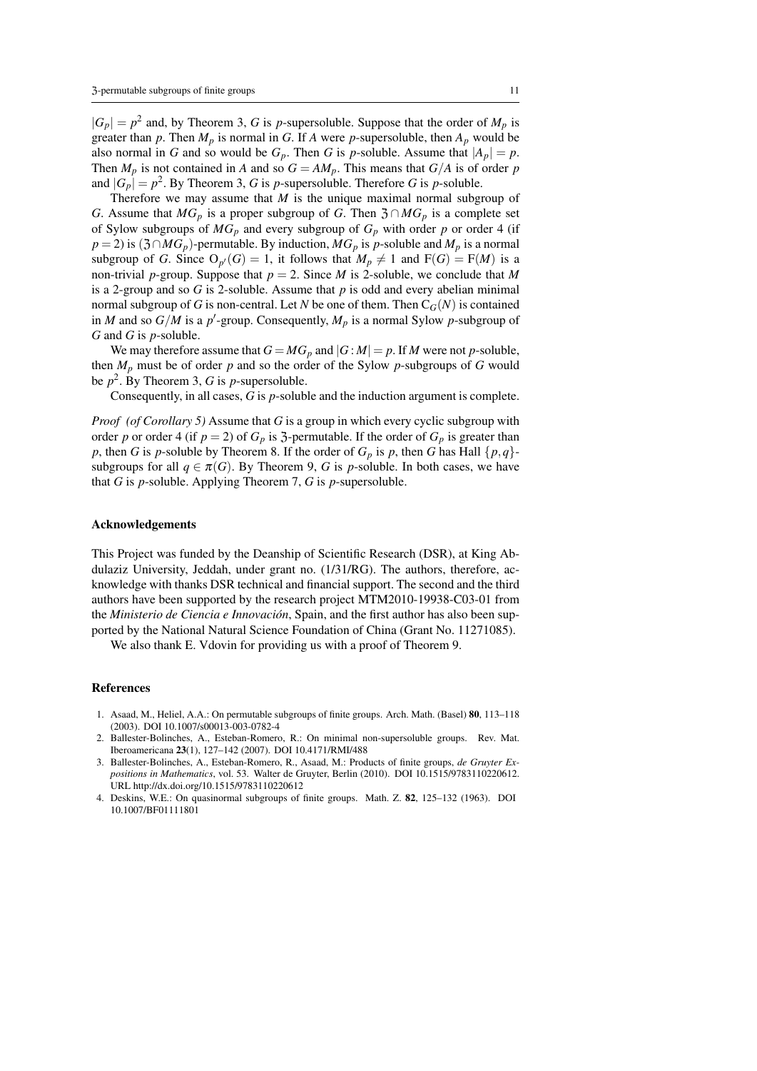$|G_p| = p^2$ and, by Theorem 3, $G$ is $p$-supersoluble. Suppose that the order of $M_p$ is greater than $p$. Then $M_p$ is normal in $G$. If $A$ were $p$-supersoluble, then $A_p$ would be also normal in $G$ and so would be $G_p$. Then $G$ is $p$-soluble. Assume that $|A_p| = p$. Then $M_p$ is not contained in $A$ and so $G = AM_p$. This means that $G/A$ is of order $p$ and $|G_p| = p^2$. By Theorem 3, $G$ is $p$-supersoluble. Therefore $G$ is $p$-soluble.

Therefore we may assume that $M$ is the unique maximal normal subgroup of $G$. Assume that $MG_p$ is a proper subgroup of $G$. Then $\mathfrak{Z} \cap MG_p$ is a complete set of Sylow subgroups of $MG_p$ and every subgroup of $G_p$ with order $p$ or order 4 (if $p = 2$) is $(\mathfrak{Z} \cap MG_p)$-permutable. By induction, $MG_p$ is $p$-soluble and $M_p$ is a normal subgroup of $G$. Since $O_{p'}(G) = 1$, it follows that $M_p \neq 1$ and $F(G) = F(M)$ is a non-trivial $p$-group. Suppose that $p = 2$. Since $M$ is 2-soluble, we conclude that $M$ is a 2-group and so $G$ is 2-soluble. Assume that $p$ is odd and every abelian minimal normal subgroup of $G$ is non-central. Let $N$ be one of them. Then $C_G(N)$ is contained in $M$ and so $G/M$ is a $p'$-group. Consequently, $M_p$ is a normal Sylow $p$-subgroup of $G$ and $G$ is $p$-soluble.

We may therefore assume that $G = MG_p$ and $|G : M| = p$. If $M$ were not $p$-soluble, then $M_p$ must be of order $p$ and so the order of the Sylow $p$-subgroups of $G$ would be $p^2$. By Theorem 3, $G$ is $p$-supersoluble.

Consequently, in all cases, $G$ is $p$-soluble and the induction argument is complete.

*Proof (of Corollary 5)* Assume that $G$ is a group in which every cyclic subgroup with order $p$ or order 4 (if $p = 2$) of $G_p$ is $\mathfrak{Z}$-permutable. If the order of $G_p$ is greater than $p$, then $G$ is $p$-soluble by Theorem 8. If the order of $G_p$ is $p$, then $G$ has Hall $\{p, q\}$-subgroups for all $q \in \pi(G)$. By Theorem 9, $G$ is $p$-soluble. In both cases, we have that $G$ is $p$-soluble. Applying Theorem 7, $G$ is $p$-supersoluble.

## Acknowledgements

This Project was funded by the Deanship of Scientific Research (DSR), at King Abdulaziz University, Jeddah, under grant no. (1/31/RG). The authors, therefore, acknowledge with thanks DSR technical and financial support. The second and the third authors have been supported by the research project MTM2010-19938-C03-01 from the *Ministerio de Ciencia e Innovación*, Spain, and the first author has also been supported by the National Natural Science Foundation of China (Grant No. 11271085).

We also thank E. Vdovin for providing us with a proof of Theorem 9.

## References

1. Asaad, M., Heliel, A.A.: On permutable subgroups of finite groups. Arch. Math. (Basel) **80**, 113–118 (2003). DOI 10.1007/s00013-003-0782-4
2. Ballester-Bolinches, A., Esteban-Romero, R.: On minimal non-supersoluble groups. Rev. Mat. Iberoamericana **23**(1), 127–142 (2007). DOI 10.4171/RMI/488
3. Ballester-Bolinches, A., Esteban-Romero, R., Asaad, M.: Products of finite groups, *de Gruyter Expositions in Mathematics*, vol. 53. Walter de Gruyter, Berlin (2010). DOI 10.1515/9783110220612. URL http://dx.doi.org/10.1515/9783110220612
4. Deskins, W.E.: On quasinormal subgroups of finite groups. Math. Z. **82**, 125–132 (1963). DOI 10.1007/BF01111801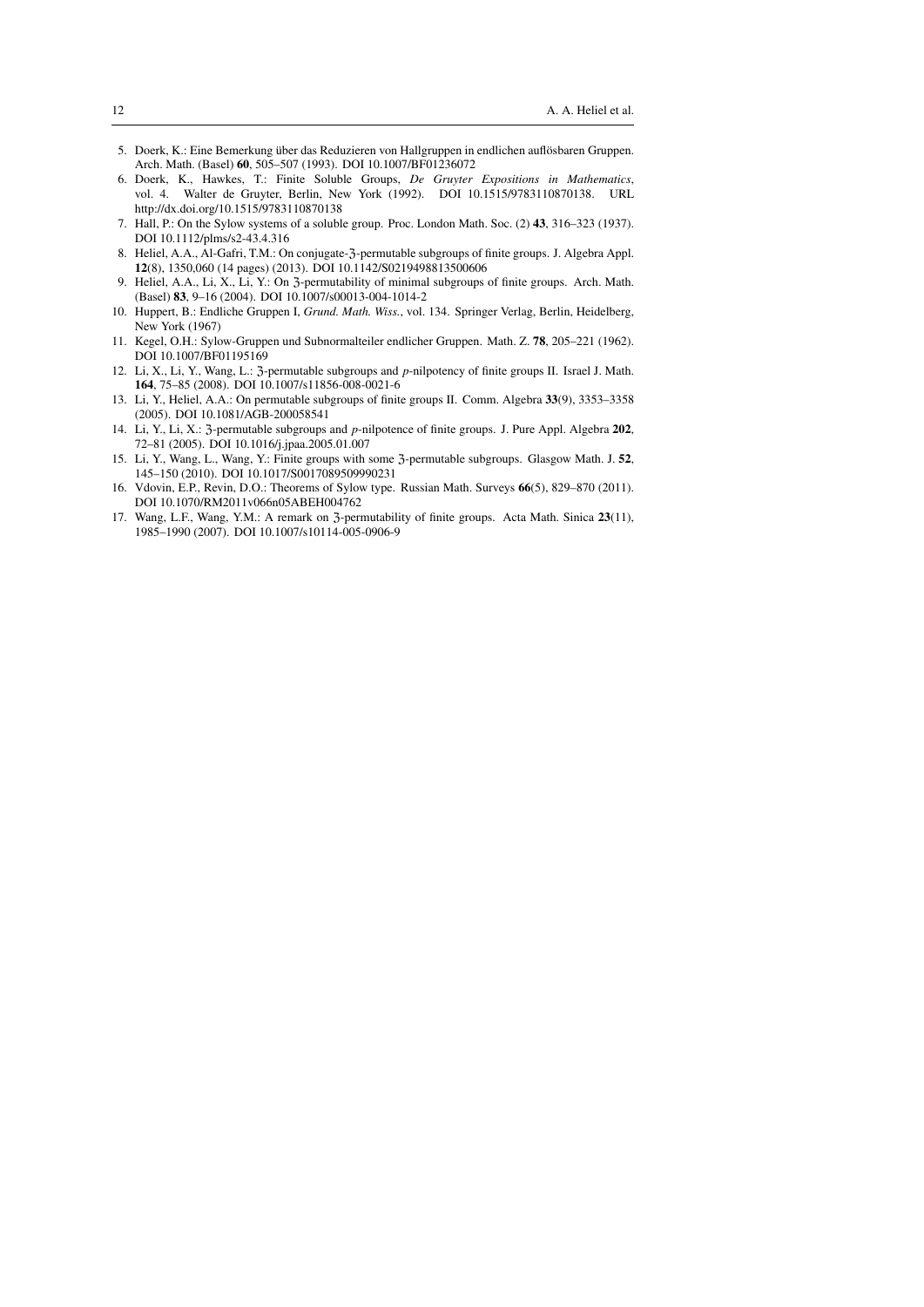5. Doerk, K.: Eine Bemerkung über das Reduzieren von Hallgruppen in endlichen auflösbaren Gruppen. Arch. Math. (Basel) **60**, 505–507 (1993). DOI 10.1007/BF01236072
6. Doerk, K., Hawkes, T.: Finite Soluble Groups, *De Gruyter Expositions in Mathematics*, vol. 4. Walter de Gruyter, Berlin, New York (1992). DOI 10.1515/9783110870138. URL http://dx.doi.org/10.1515/9783110870138
7. Hall, P.: On the Sylow systems of a soluble group. Proc. London Math. Soc. (2) **43**, 316–323 (1937). DOI 10.1112/plms/s2-43.4.316
8. Heliel, A.A., Al-Gafri, T.M.: On conjugate-$\mathfrak{Z}$-permutable subgroups of finite groups. J. Algebra Appl. **12**(8), 1350,060 (14 pages) (2013). DOI 10.1142/S0219498813500606
9. Heliel, A.A., Li, X., Li, Y.: On $\mathfrak{Z}$-permutability of minimal subgroups of finite groups. Arch. Math. (Basel) **83**, 9–16 (2004). DOI 10.1007/s00013-004-1014-2
10. Huppert, B.: Endliche Gruppen I, *Grund. Math. Wiss.*, vol. 134. Springer Verlag, Berlin, Heidelberg, New York (1967)
11. Kegel, O.H.: Sylow-Gruppen und Subnormalteiler endlicher Gruppen. Math. Z. **78**, 205–221 (1962). DOI 10.1007/BF01195169
12. Li, X., Li, Y., Wang, L.: $\mathfrak{Z}$-permutable subgroups and $p$-nilpotency of finite groups II. Israel J. Math. **164**, 75–85 (2008). DOI 10.1007/s11856-008-0021-6
13. Li, Y., Heliel, A.A.: On permutable subgroups of finite groups II. Comm. Algebra **33**(9), 3353–3358 (2005). DOI 10.1081/AGB-200058541
14. Li, Y., Li, X.: $\mathfrak{Z}$-permutable subgroups and $p$-nilpotence of finite groups. J. Pure Appl. Algebra **202**, 72–81 (2005). DOI 10.1016/j.jpaa.2005.01.007
15. Li, Y., Wang, L., Wang, Y.: Finite groups with some $\mathfrak{Z}$-permutable subgroups. Glasgow Math. J. **52**, 145–150 (2010). DOI 10.1017/S0017089509990231
16. Vdovin, E.P., Revin, D.O.: Theorems of Sylow type. Russian Math. Surveys **66**(5), 829–870 (2011). DOI 10.1070/RM2011v066n05ABEH004762
17. Wang, L.F., Wang, Y.M.: A remark on $\mathfrak{Z}$-permutability of finite groups. Acta Math. Sinica **23**(11), 1985–1990 (2007). DOI 10.1007/s10114-005-0906-9